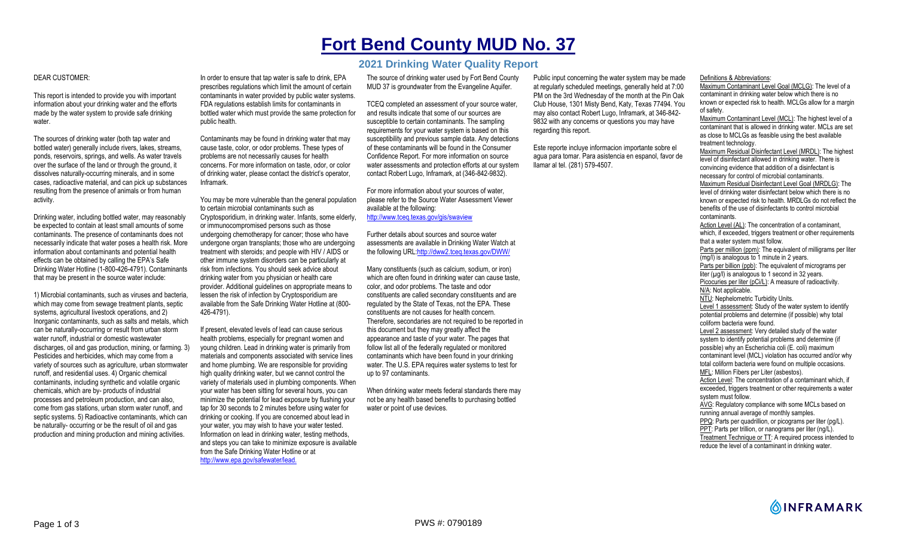# Fort Bend County MUD No. 37

## 2021 Drinking Water Quality Report

DEAR CUSTOMER:

This report is intended to provide you with important information about your drinking water and the efforts made by the water system to provide safe drinking water.

The sources of drinking water (both tap water and bottled water) generally include rivers, lakes, streams, ponds, reservoirs, springs, and wells. As water travels over the surface of the land or through the ground, it dissolves naturally-occurring minerals, and in some cases, radioactive material, and can pick up substances resulting from the presence of animals or from human activity.

Drinking water, including bottled water, may reasonably be expected to contain at least small amounts of some contaminants. The presence of contaminants does not necessarily indicate that water poses a health risk. More information about contaminants and potential health effects can be obtained by calling the EPA's Safe Drinking Water Hotline (1-800-426-4791). Contaminants that may be present in the source water include:

1) Microbial contaminants, such as viruses and bacteria, which may come from sewage treatment plants, septic systems, agricultural livestock operations, and 2) Inorganic contaminants, such as salts and metals, which can be naturally-occurring or result from urban storm water runoff, industrial or domestic wastewater discharges, oil and gas production, mining, or farming. 3) Pesticides and herbicides, which may come from a variety of sources such as agriculture, urban stormwater runoff, and residential uses. 4) Organic chemical contaminants, including synthetic and volatile organic chemicals, which are by- products of industrial processes and petroleum production, and can also, come from gas stations, urban storm water runoff, and septic systems. 5) Radioactive contaminants, which can be naturally- occurring or be the result of oil and gas production and mining production and mining activities.

In order to ensure that tap water is safe to drink, EPA prescribes regulations which limit the amount of certain contaminants in water provided by public water systems. FDA regulations establish limits for contaminants in bottled water which must provide the same protection for public health.

Contaminants may be found in drinking water that may cause taste, color, or odor problems. These types of problems are not necessarily causes for health concerns. For more information on taste, odor, or color of drinking water, please contact the district's operator, Inframark.

You may be more vulnerable than the general population to certain microbial contaminants such as Cryptosporidium, in drinking water. Infants, some elderly, or immunocompromised persons such as those undergoing chemotherapy for cancer; those who have undergone organ transplants; those who are undergoing treatment with steroids; and people with HIV / AIDS or other immune system disorders can be particularly at risk from infections. You should seek advice about drinking water from you physician or health care provider. Additional guidelines on appropriate means to lessen the risk of infection by Cryptosporidium are available from the Safe Drinking Water Hotline at (800-426-4791).

If present, elevated levels of lead can cause serious health problems, especially for pregnant women and young children. Lead in drinking water is primarily from materials and components associated with service lines and home plumbing. We are responsible for providing high quality drinking water, but we cannot control the variety of materials used in plumbing components. When your water has been sitting for several hours, you can minimize the potential for lead exposure by flushing your tap for 30 seconds to 2 minutes before using water for drinking or cooking. If you are concerned about lead in your water, you may wish to have your water tested. Information on lead in drinking water, testing methods, and steps you can take to minimize exposure is available from the Safe Drinking Water Hotline or at http://www.epa.gov/safewater/lead.

The source of drinking water used by Fort Bend County MUD 37 is groundwater from the Evangeline Aquifer.

TCEQ completed an assessment of your source water, and results indicate that some of our sources are susceptible to certain contaminants. The sampling requirements for your water system is based on this susceptibility and previous sample data. Any detections of these contaminants will be found in the Consumer Confidence Report. For more information on source water assessments and protection efforts at our system contact Robert Lugo, Inframark, at (346-842-9832).

For more information about your sources of water, please refer to the Source Water Assessment Viewer available at the following: http://www.tceq.texas.gov/gis/swaview

Further details about sources and source water assessments are available in Drinking Water Watch at the following URL:http://dww2.tceq.texas.gov/DWW/

Many constituents (such as calcium, sodium, or iron) which are often found in drinking water can cause taste, color, and odor problems. The taste and odor constituents are called secondary constituents and are regulated by the State of Texas, not the EPA. These constituents are not causes for health concern. Therefore, secondaries are not required to be reported in this document but they may greatly affect the appearance and taste of your water. The pages that follow list all of the federally regulated or monitored contaminants which have been found in your drinking water. The U.S. EPA requires water systems to test for up to 97 contaminants.

When drinking water meets federal standards there may not be any health based benefits to purchasing bottled water or point of use devices.

Public input concerning the water system may be made at regularly scheduled meetings, generally held at 7:00 PM on the 3rd Wednesday of the month at the Pin Oak Club House, 1301 Misty Bend, Katy, Texas 77494. You may also contact Robert Lugo, Inframark, at 346-842-9832 with any concerns or questions you may have regarding this report.

Este reporte incluye informacion importante sobre el agua para tomar. Para asistencia en espanol, favor de llamar al tel. (281) 579-4507.

Definitions & Abbreviations:

Maximum Contaminant Level Goal (MCLG): The level of a contaminant in drinking water below which there is no known or expected risk to health. MCLGs allow for a margin of safety.

Maximum Contaminant Level (MCL): The highest level of a contaminant that is allowed in drinking water. MCLs are set as close to MCLGs as feasible using the best available treatment technology.

Maximum Residual Disinfectant Level (MRDL): The highest level of disinfectant allowed in drinking water. There is convincing evidence that addition of a disinfectant is necessary for control of microbial contaminants.

Maximum Residual Disinfectant Level Goal (MRDLG): The level of drinking water disinfectant below which there is no known or expected risk to health. MRDLGs do not reflect the benefits of the use of disinfectants to control microbial contaminants.

Action Level (AL): The concentration of a contaminant, which, if exceeded, triggers treatment or other requirements that a water system must follow.

Parts per million (ppm): The equivalent of milligrams per liter (mg/l) is analogous to 1 minute in 2 years.

Parts per billion (ppb): The equivalent of micrograms per liter (µg/l) is analogous to 1 second in 32 years.

Picocuries per liter (pCi/L): A measure of radioactivity.

N/A: Not applicable.

NTU: Nephelometric Turbidity Units.

Level 1 assessment: Study of the water system to identify potential problems and determine (if possible) why total coliform bacteria were found.

Level 2 assessment: Very detailed study of the water system to identify potential problems and determine (if possible) why an Escherichia coli (E. coli) maximum contaminant level (MCL) violation has occurred and/or why total coliform bacteria were found on multiple occasions.

MFL: Million Fibers per Liter (asbestos).

Action Level: The concentration of a contaminant which, if exceeded, triggers treatment or other requirements a water system must follow.

AVG: Regulatory compliance with some MCLs based on running annual average of monthly samples.

PPQ: Parts per quadrillion, or picograms per liter (pg/L).

PPT: Parts per trillion, or nanograms per liter (ng/L).

Treatment Technique or TT: A required process intended to reduce the level of a contaminant in drinking water.

PWS #: 0790189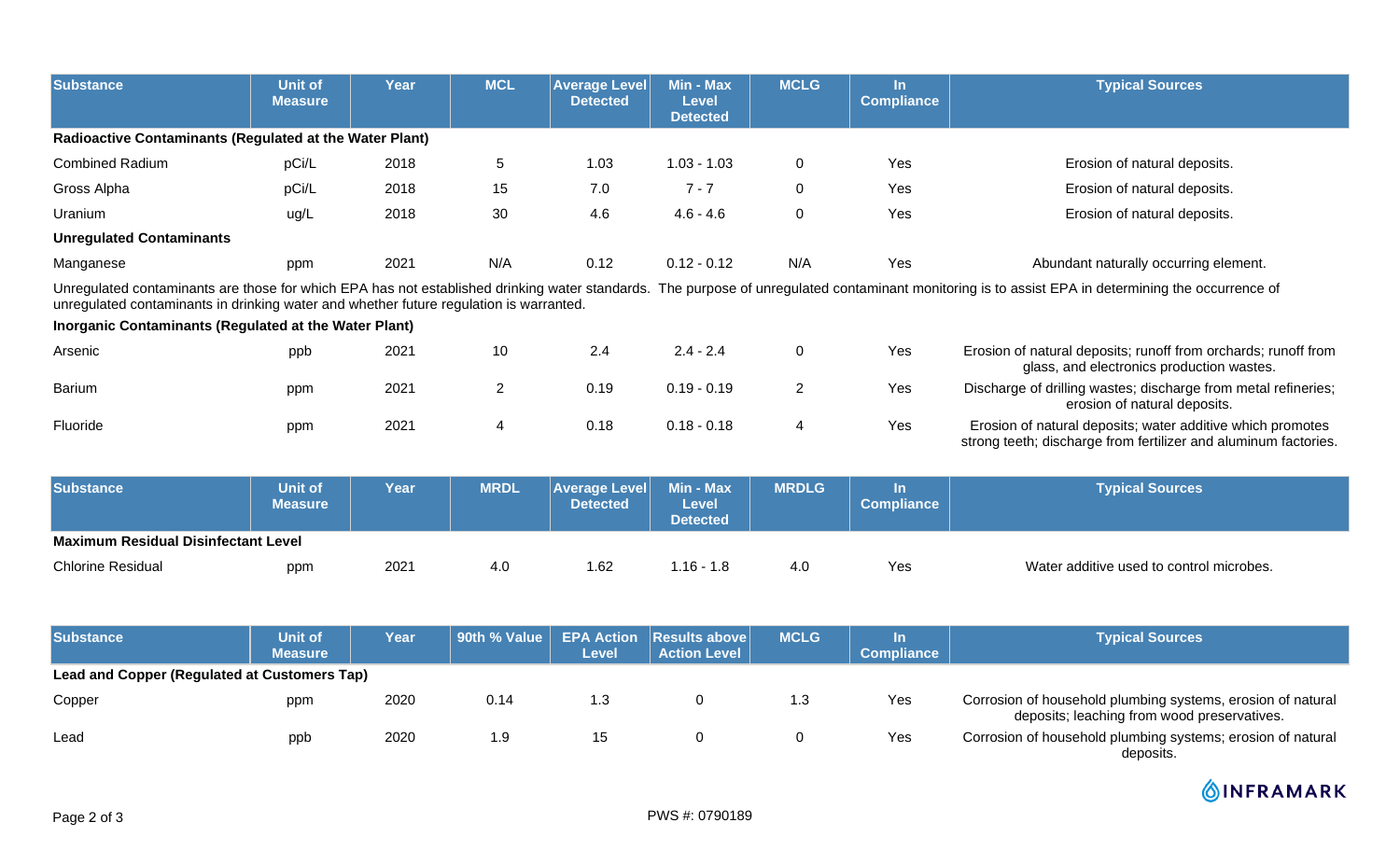| Substance | Unit of Measure | Year | MCL | Average Level Detected | Min - Max Level Detected | MCLG | In Compliance | Typical Sources |
|---|---|---|---|---|---|---|---|---|
| **Radioactive Contaminants (Regulated at the Water Plant)** | | | | | | | | |
| Combined Radium | pCi/L | 2018 | 5 | 1.03 | 1.03 - 1.03 | 0 | Yes | Erosion of natural deposits. |
| Gross Alpha | pCi/L | 2018 | 15 | 7.0 | 7 - 7 | 0 | Yes | Erosion of natural deposits. |
| Uranium | ug/L | 2018 | 30 | 4.6 | 4.6 - 4.6 | 0 | Yes | Erosion of natural deposits. |
| **Unregulated Contaminants** | | | | | | | | |
| Manganese | ppm | 2021 | N/A | 0.12 | 0.12 - 0.12 | N/A | Yes | Abundant naturally occurring element. |

Unregulated contaminants are those for which EPA has not established drinking water standards. The purpose of unregulated contaminant monitoring is to assist EPA in determining the occurrence of unregulated contaminants in drinking water and whether future regulation is warranted.

| Substance | Unit of Measure | Year | MCL | Average Level Detected | Min - Max Level Detected | MCLG | In Compliance | Typical Sources |
|---|---|---|---|---|---|---|---|---|
| **Inorganic Contaminants (Regulated at the Water Plant)** | | | | | | | | |
| Arsenic | ppb | 2021 | 10 | 2.4 | 2.4 - 2.4 | 0 | Yes | Erosion of natural deposits; runoff from orchards; runoff from glass, and electronics production wastes. |
| Barium | ppm | 2021 | 2 | 0.19 | 0.19 - 0.19 | 2 | Yes | Discharge of drilling wastes; discharge from metal refineries; erosion of natural deposits. |
| Fluoride | ppm | 2021 | 4 | 0.18 | 0.18 - 0.18 | 4 | Yes | Erosion of natural deposits; water additive which promotes strong teeth; discharge from fertilizer and aluminum factories. |

| Substance | Unit of Measure | Year | MRDL | Average Level Detected | Min - Max Level Detected | MRDLG | In Compliance | Typical Sources |
|---|---|---|---|---|---|---|---|---|
| **Maximum Residual Disinfectant Level** | | | | | | | | |
| Chlorine Residual | ppm | 2021 | 4.0 | 1.62 | 1.16 - 1.8 | 4.0 | Yes | Water additive used to control microbes. |

| Substance | Unit of Measure | Year | 90th % Value | EPA Action Level | Results above Action Level | MCLG | In Compliance | Typical Sources |
|---|---|---|---|---|---|---|---|---|
| **Lead and Copper (Regulated at Customers Tap)** | | | | | | | | |
| Copper | ppm | 2020 | 0.14 | 1.3 | 0 | 1.3 | Yes | Corrosion of household plumbing systems, erosion of natural deposits; leaching from wood preservatives. |
| Lead | ppb | 2020 | 1.9 | 15 | 0 | 0 | Yes | Corrosion of household plumbing systems; erosion of natural deposits. |

INFRAMARK

PWS #: 0790189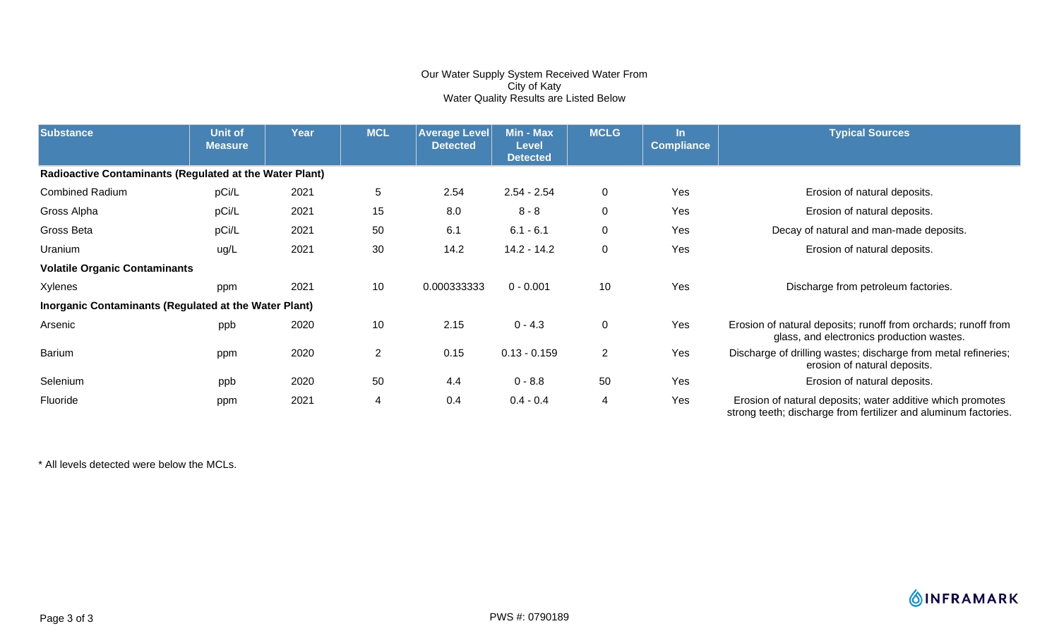Our Water Supply System Received Water From
City of Katy
Water Quality Results are Listed Below

| Substance | Unit of Measure | Year | MCL | Average Level Detected | Min - Max Level Detected | MCLG | In Compliance | Typical Sources |
|---|---|---|---|---|---|---|---|---|
| **Radioactive Contaminants (Regulated at the Water Plant)** | | | | | | | | |
| Combined Radium | pCi/L | 2021 | 5 | 2.54 | 2.54 - 2.54 | 0 | Yes | Erosion of natural deposits. |
| Gross Alpha | pCi/L | 2021 | 15 | 8.0 | 8 - 8 | 0 | Yes | Erosion of natural deposits. |
| Gross Beta | pCi/L | 2021 | 50 | 6.1 | 6.1 - 6.1 | 0 | Yes | Decay of natural and man-made deposits. |
| Uranium | ug/L | 2021 | 30 | 14.2 | 14.2 - 14.2 | 0 | Yes | Erosion of natural deposits. |
| **Volatile Organic Contaminants** | | | | | | | | |
| Xylenes | ppm | 2021 | 10 | 0.000333333 | 0 - 0.001 | 10 | Yes | Discharge from petroleum factories. |
| **Inorganic Contaminants (Regulated at the Water Plant)** | | | | | | | | |
| Arsenic | ppb | 2020 | 10 | 2.15 | 0 - 4.3 | 0 | Yes | Erosion of natural deposits; runoff from orchards; runoff from glass, and electronics production wastes. |
| Barium | ppm | 2020 | 2 | 0.15 | 0.13 - 0.159 | 2 | Yes | Discharge of drilling wastes; discharge from metal refineries; erosion of natural deposits. |
| Selenium | ppb | 2020 | 50 | 4.4 | 0 - 8.8 | 50 | Yes | Erosion of natural deposits. |
| Fluoride | ppm | 2021 | 4 | 0.4 | 0.4 - 0.4 | 4 | Yes | Erosion of natural deposits; water additive which promotes strong teeth; discharge from fertilizer and aluminum factories. |

* All levels detected were below the MCLs.

PWS #: 0790189